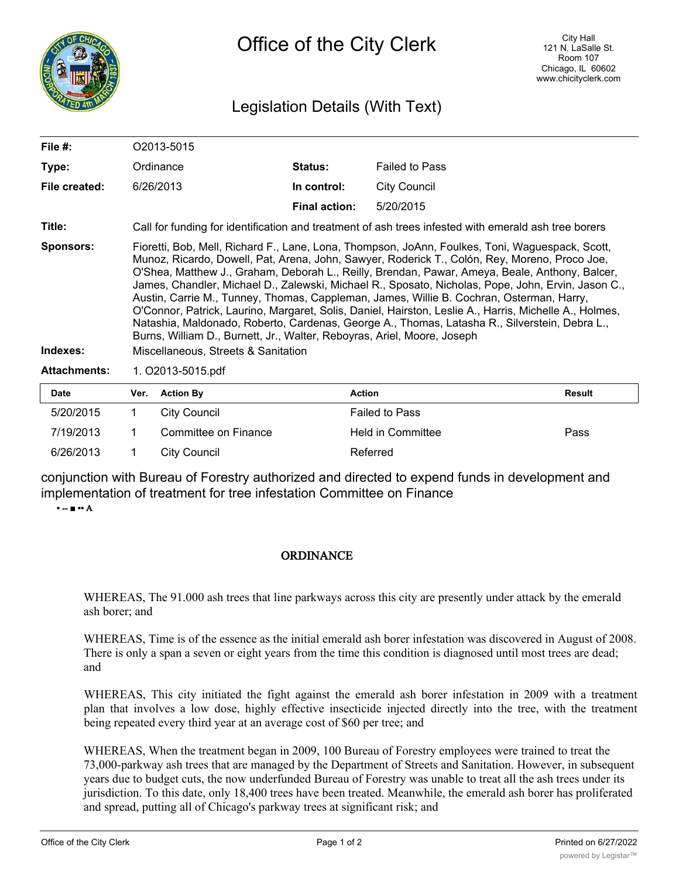# Office of the City Clerk

City Hall
121 N. LaSalle St.
Room 107
Chicago, IL 60602
www.chicityclerk.com

## Legislation Details (With Text)

| | | | |
|---|---|---|---|
| **File #:** | O2013-5015 | | |
| **Type:** | Ordinance | **Status:** | Failed to Pass |
| **File created:** | 6/26/2013 | **In control:** | City Council |
| | | **Final action:** | 5/20/2015 |

**Title:** Call for funding for identification and treatment of ash trees infested with emerald ash tree borers

**Sponsors:** Fioretti, Bob, Mell, Richard F., Lane, Lona, Thompson, JoAnn, Foulkes, Toni, Waguespack, Scott, Munoz, Ricardo, Dowell, Pat, Arena, John, Sawyer, Roderick T., Colón, Rey, Moreno, Proco Joe, O'Shea, Matthew J., Graham, Deborah L., Reilly, Brendan, Pawar, Ameya, Beale, Anthony, Balcer, James, Chandler, Michael D., Zalewski, Michael R., Sposato, Nicholas, Pope, John, Ervin, Jason C., Austin, Carrie M., Tunney, Thomas, Cappleman, James, Willie B. Cochran, Osterman, Harry, O'Connor, Patrick, Laurino, Margaret, Solis, Daniel, Hairston, Leslie A., Harris, Michelle A., Holmes, Natashia, Maldonado, Roberto, Cardenas, George A., Thomas, Latasha R., Silverstein, Debra L., Burns, William D., Burnett, Jr., Walter, Reboyras, Ariel, Moore, Joseph

**Indexes:** Miscellaneous, Streets & Sanitation

**Attachments:** 1. O2013-5015.pdf

| Date | Ver. | Action By | Action | Result |
|---|---|---|---|---|
| 5/20/2015 | 1 | City Council | Failed to Pass | |
| 7/19/2013 | 1 | Committee on Finance | Held in Committee | Pass |
| 6/26/2013 | 1 | City Council | Referred | |

conjunction with Bureau of Forestry authorized and directed to expend funds in development and implementation of treatment for tree infestation Committee on Finance

•-■••A

## ORDINANCE

WHEREAS, The 91.000 ash trees that line parkways across this city are presently under attack by the emerald ash borer; and

WHEREAS, Time is of the essence as the initial emerald ash borer infestation was discovered in August of 2008. There is only a span a seven or eight years from the time this condition is diagnosed until most trees are dead; and

WHEREAS, This city initiated the fight against the emerald ash borer infestation in 2009 with a treatment plan that involves a low dose, highly effective insecticide injected directly into the tree, with the treatment being repeated every third year at an average cost of $60 per tree; and

WHEREAS, When the treatment began in 2009, 100 Bureau of Forestry employees were trained to treat the 73,000-parkway ash trees that are managed by the Department of Streets and Sanitation. However, in subsequent years due to budget cuts, the now underfunded Bureau of Forestry was unable to treat all the ash trees under its jurisdiction. To this date, only 18,400 trees have been treated. Meanwhile, the emerald ash borer has proliferated and spread, putting all of Chicago's parkway trees at significant risk; and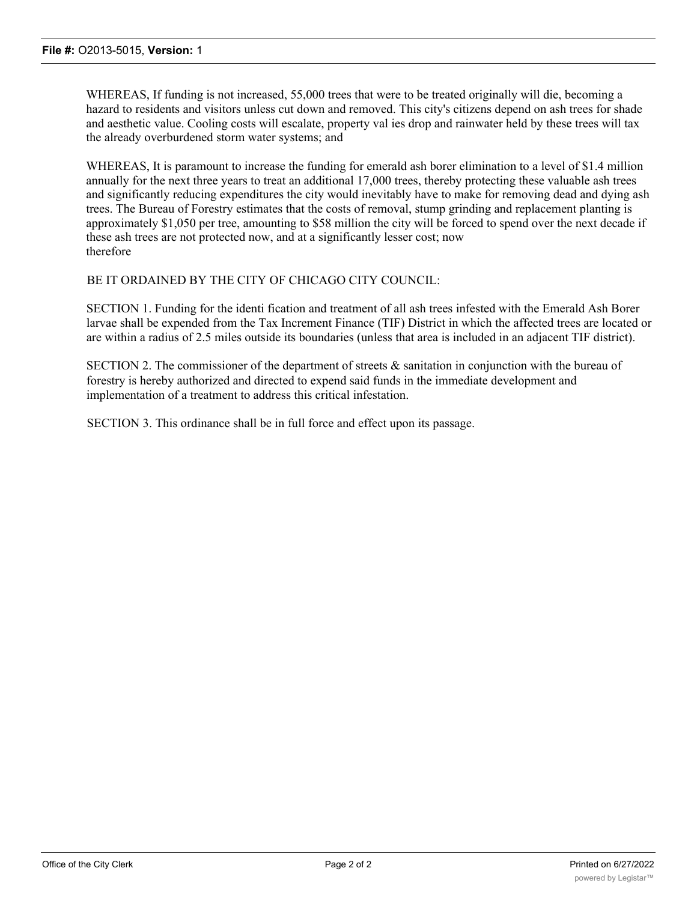WHEREAS, If funding is not increased, 55,000 trees that were to be treated originally will die, becoming a hazard to residents and visitors unless cut down and removed. This city's citizens depend on ash trees for shade and aesthetic value. Cooling costs will escalate, property val ies drop and rainwater held by these trees will tax the already overburdened storm water systems; and

WHEREAS, It is paramount to increase the funding for emerald ash borer elimination to a level of $1.4 million annually for the next three years to treat an additional 17,000 trees, thereby protecting these valuable ash trees and significantly reducing expenditures the city would inevitably have to make for removing dead and dying ash trees. The Bureau of Forestry estimates that the costs of removal, stump grinding and replacement planting is approximately $1,050 per tree, amounting to $58 million the city will be forced to spend over the next decade if these ash trees are not protected now, and at a significantly lesser cost; now therefore

BE IT ORDAINED BY THE CITY OF CHICAGO CITY COUNCIL:

SECTION 1. Funding for the identi fication and treatment of all ash trees infested with the Emerald Ash Borer larvae shall be expended from the Tax Increment Finance (TIF) District in which the affected trees are located or are within a radius of 2.5 miles outside its boundaries (unless that area is included in an adjacent TIF district).

SECTION 2. The commissioner of the department of streets & sanitation in conjunction with the bureau of forestry is hereby authorized and directed to expend said funds in the immediate development and implementation of a treatment to address this critical infestation.

SECTION 3. This ordinance shall be in full force and effect upon its passage.